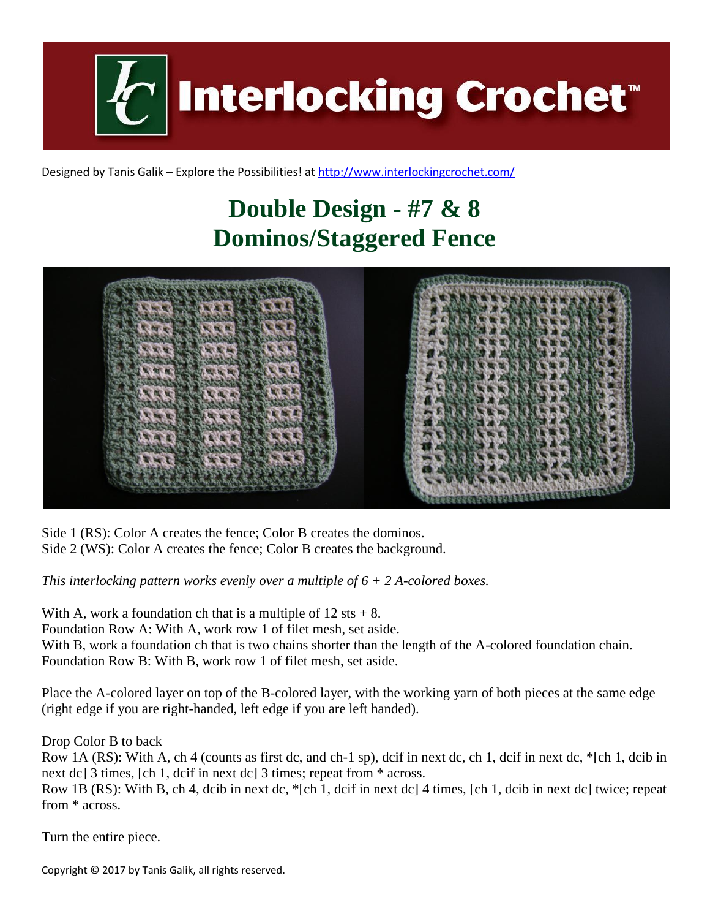Designed by Tanis Galik – Explore the Possibilities! at http://www.interlockingcrochet.com/

# Double Design - #7 & 8
# Dominos/Staggered Fence

Side 1 (RS): Color A creates the fence; Color B creates the dominos.
Side 2 (WS): Color A creates the fence; Color B creates the background.

*This interlocking pattern works evenly over a multiple of 6 + 2 A-colored boxes.*

With A, work a foundation ch that is a multiple of 12 sts + 8.
Foundation Row A: With A, work row 1 of filet mesh, set aside.
With B, work a foundation ch that is two chains shorter than the length of the A-colored foundation chain.
Foundation Row B: With B, work row 1 of filet mesh, set aside.

Place the A-colored layer on top of the B-colored layer, with the working yarn of both pieces at the same edge (right edge if you are right-handed, left edge if you are left handed).

Drop Color B to back
Row 1A (RS): With A, ch 4 (counts as first dc, and ch-1 sp), dcif in next dc, ch 1, dcif in next dc, *[ch 1, dcib in next dc] 3 times, [ch 1, dcif in next dc] 3 times; repeat from * across.
Row 1B (RS): With B, ch 4, dcib in next dc, *[ch 1, dcif in next dc] 4 times, [ch 1, dcib in next dc] twice; repeat from * across.

Turn the entire piece.

Copyright © 2017 by Tanis Galik, all rights reserved.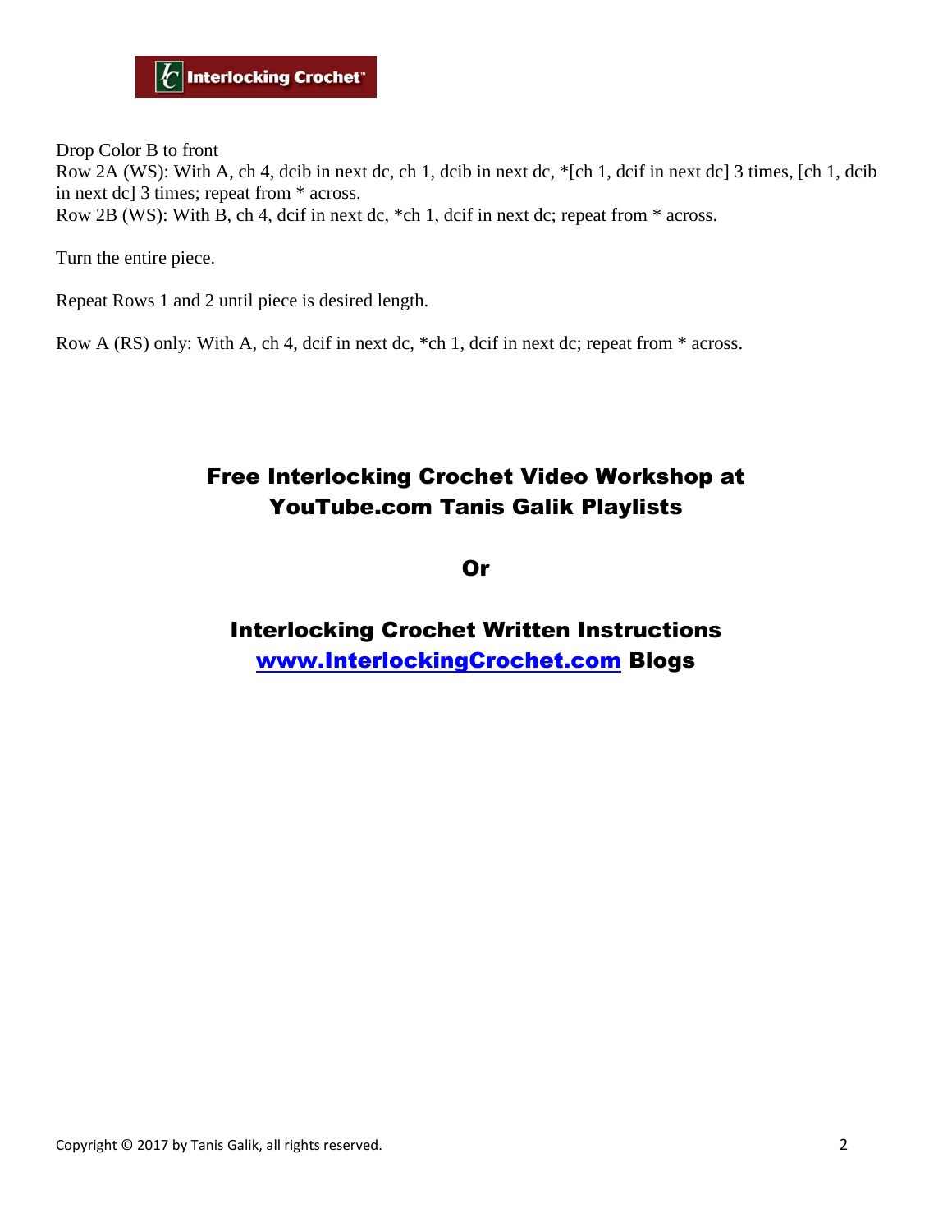Drop Color B to front

Row 2A (WS): With A, ch 4, dcib in next dc, ch 1, dcib in next dc, *[ch 1, dcif in next dc] 3 times, [ch 1, dcib in next dc] 3 times; repeat from * across.

Row 2B (WS): With B, ch 4, dcif in next dc, *ch 1, dcif in next dc; repeat from * across.

Turn the entire piece.

Repeat Rows 1 and 2 until piece is desired length.

Row A (RS) only: With A, ch 4, dcif in next dc, *ch 1, dcif in next dc; repeat from * across.

## Free Interlocking Crochet Video Workshop at YouTube.com Tanis Galik Playlists

## Or

## Interlocking Crochet Written Instructions [www.InterlockingCrochet.com](http://www.InterlockingCrochet.com) Blogs

Copyright © 2017 by Tanis Galik, all rights reserved.